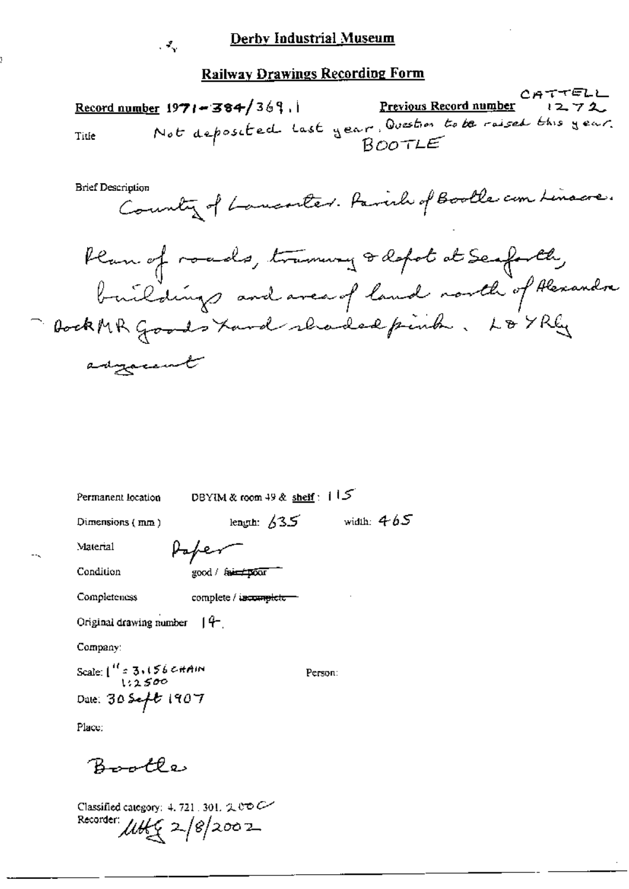# Derby Industrial Museum

## Railway Drawings Recording Form

**Record number** 1971-384/369.1 **Previous Record number** CATTELL 1272

Title Not deposited last year. Question to be raised this year.
BOOTLE

Brief Description
County of Lancaster. Parish of Bootle cum Linacre.

Plan of roads, tramway & depot at Seaforth, buildings and area of land north of Alexandra Dock MR Goods Yard shaded pink. L & Y Rly adjacent

Permanent location DBYIM & room 49 & **shelf**: 115

Dimensions (mm) length: 635 width: 465

Material Paper

Condition good / ~~fair / poor~~

Completeness complete / ~~incomplete~~

Original drawing number 14.

Company:

Scale: 1" = 3.156 CHAIN
1:2500

Person:

Date: 30 Sept 1907

Place:

Bootle

Classified category: 4.721.301.200C
Recorder: MHG 2/8/2002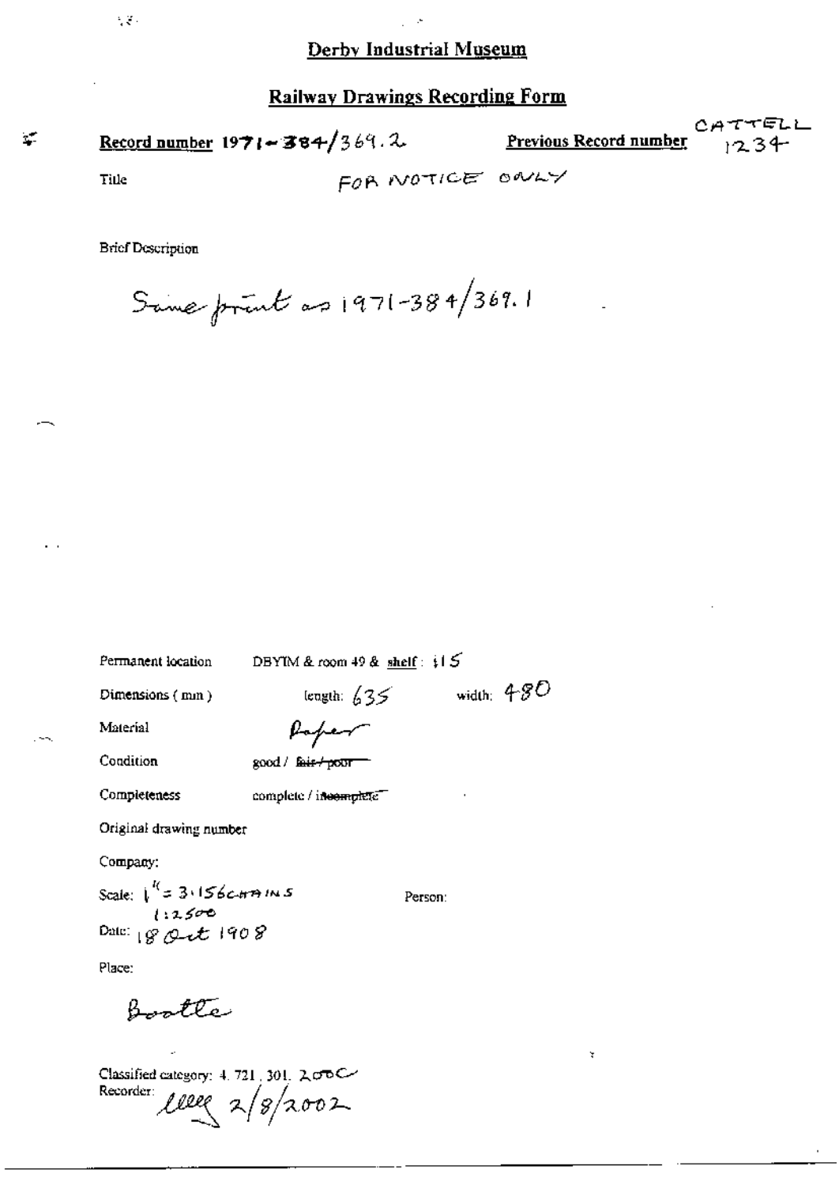## Derby Industrial Museum

## Railway Drawings Recording Form

**Record number** 1971-384/369.2 **Previous Record number** CATTELL 1234

Title FOR NOTICE ONLY

Brief Description

Same print as 1971-384/369.1

Permanent location DBYIM & room 49 & **shelf**: 115

Dimensions (mm) length: 635 width: 480

Material Paper

Condition good / ~~fair / poor~~

Completeness complete / ~~incomplete~~

Original drawing number

Company:

Scale: 1" = 3.156 CHAINS 1:2500

Person:

Date: 18 Oct 1908

Place:

Bootle

Classified category: 4. 721. 301. 200C

Recorder: lllll 2/8/2002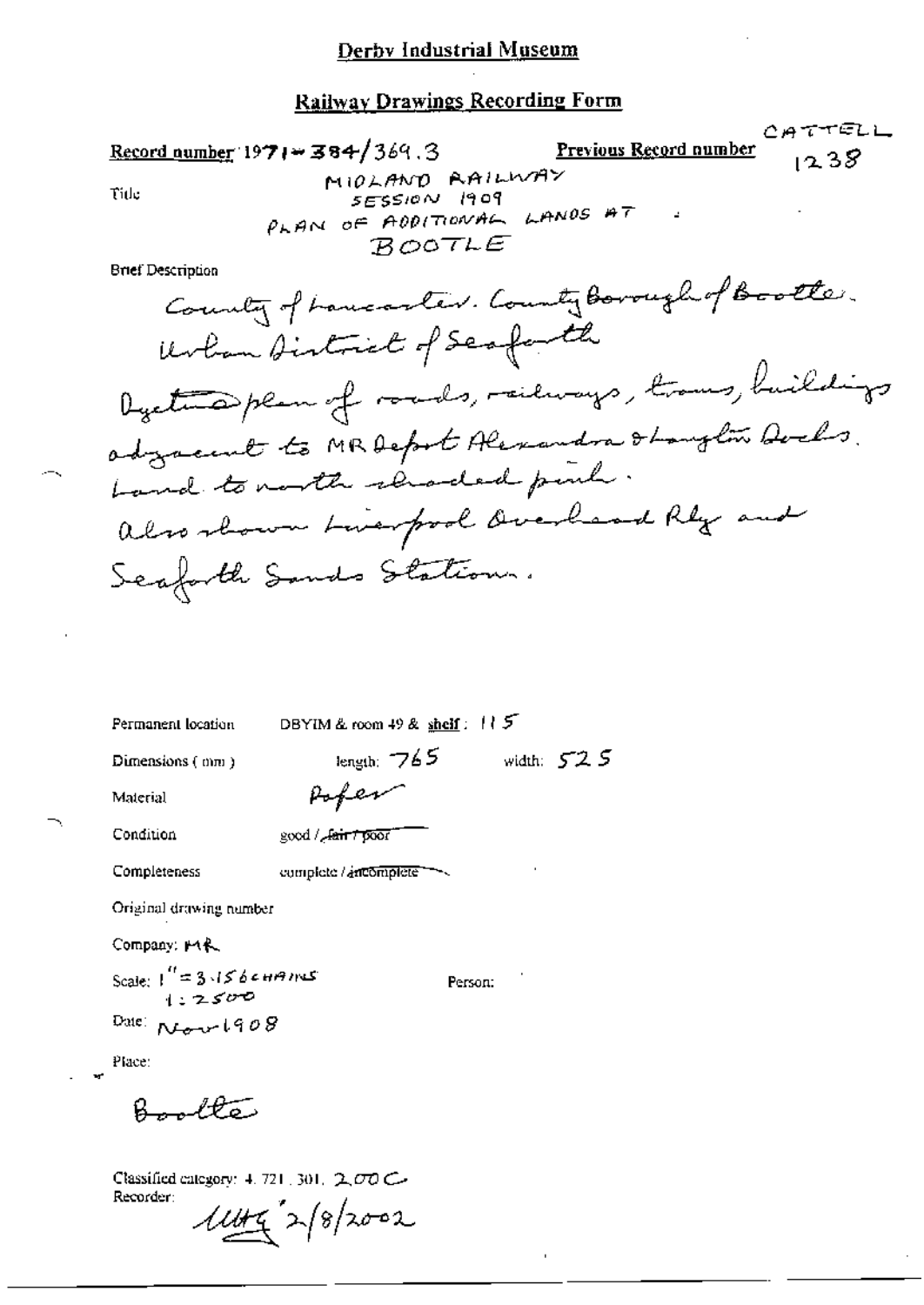# Derby Industrial Museum

## Railway Drawings Recording Form

**Record number** 1971-384/369.3 **Previous Record number** CATTELL 1238

Title

MIDLAND RAILWAY
SESSION 1909
PLAN OF ADDITIONAL LANDS AT
BOOTLE

Brief Description

County of Lancaster. County Borough of Bootle.
Urban District of Seaforth
Dyeline plan of roads, railways, trams, buildings adjacent to MR Depot Alexandra & Langton Docks.
Land to north shaded pink.
Also shown Liverpool Overhead Rly and Seaforth Sands Station.

Permanent location DBYIM & room 49 & **shelf**: 115

Dimensions (mm) length: 765 width: 525

Material Paper

Condition good / ~~fair / poor~~

Completeness complete / ~~incomplete~~

Original drawing number

Company: MR

Scale: 1" = 3.156 CHAINS
1:2500

Person:

Date: Nov 1908

Place:

Bootle

Classified category: 4. 721. 301. 200C
Recorder: MHG 2/8/2002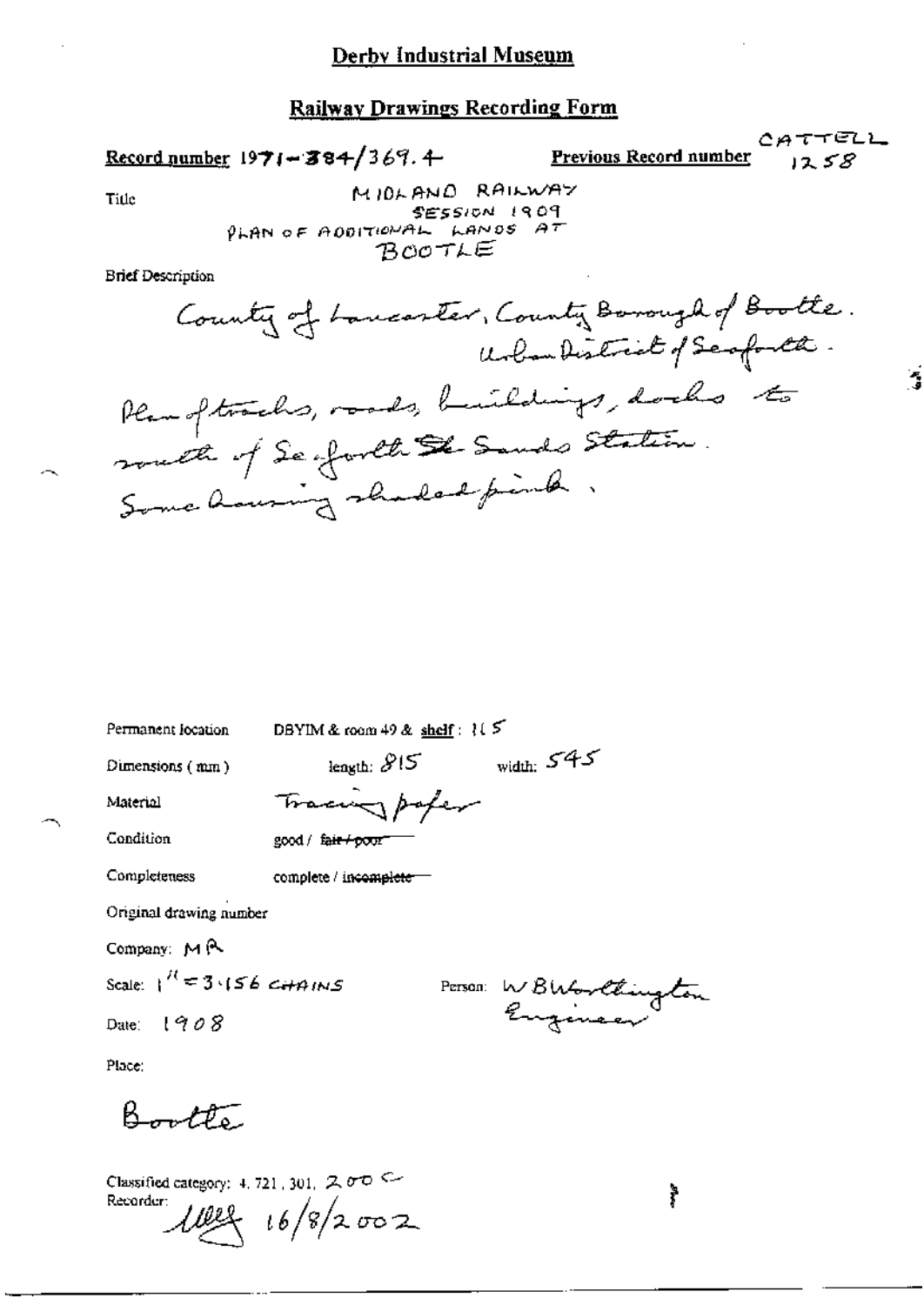# Derby Industrial Museum

## Railway Drawings Recording Form

**Record number** 1971-384/369.4 **Previous Record number** CATTELL 1258

Title MIDLAND RAILWAY
SESSION 1909
PLAN OF ADDITIONAL LANDS AT
BOOTLE

Brief Description

County of Lancaster, County Borough of Bootle.
Urban District of Seaforth.

Plan of tracks, roads, buildings, docks to south of Seaforth & Sands Station.
Some housing shaded pink.

Permanent location DBYIM & room 49 & **shelf**: 115

Dimensions (mm) length: 815 width: 545

Material Tracing paper

Condition good / ~~fair / poor~~

Completeness complete / ~~incomplete~~

Original drawing number

Company: MR

Scale: 1" = 3.156 CHAINS

Person: W B Worthington Engineer

Date: 1908

Place:

Bootle

Classified category: 4.721.301. 200 C
Recorder: 16/8/2002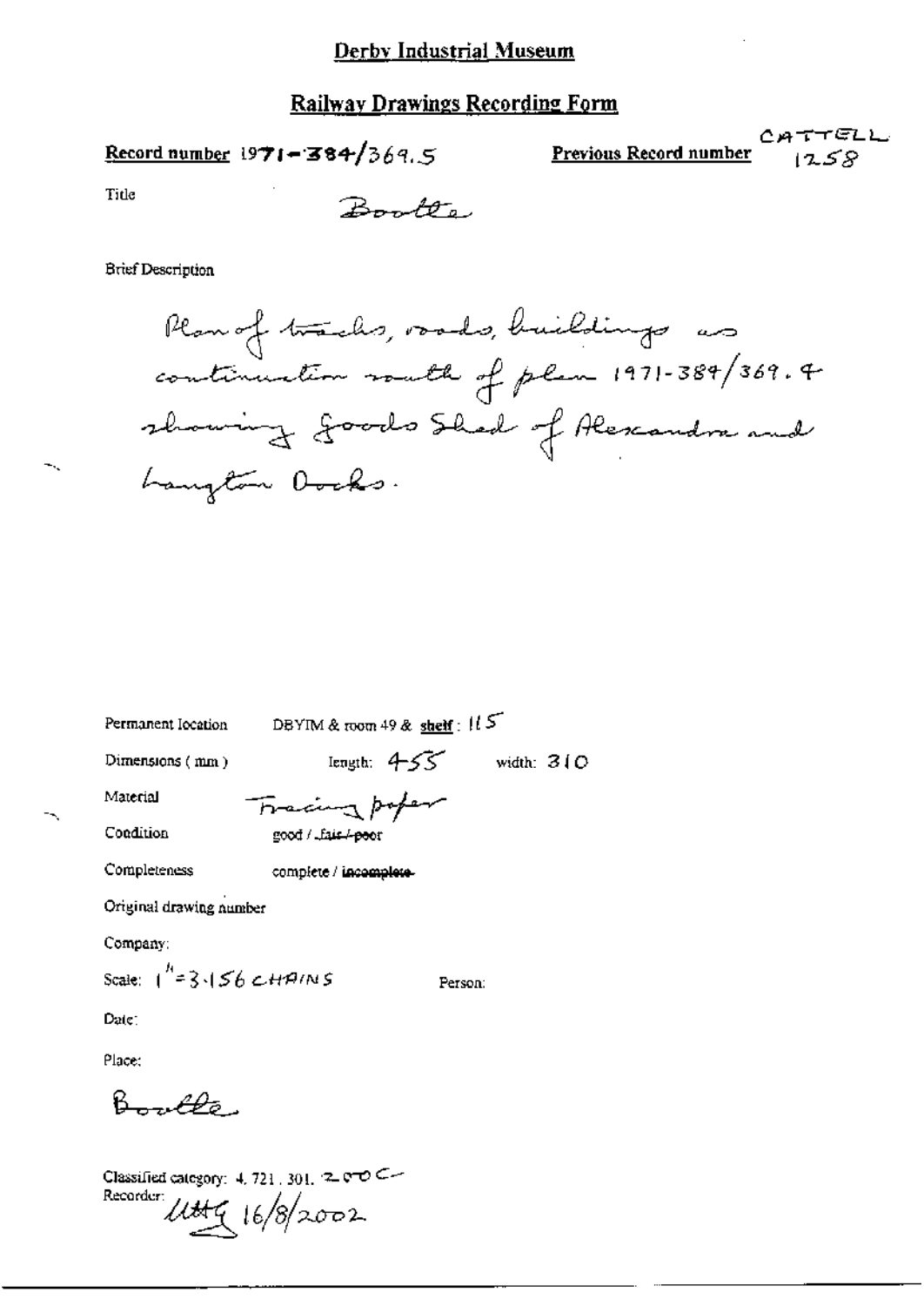# Derby Industrial Museum

## Railway Drawings Recording Form

**Record number** 1971-384/369.5 **Previous Record number** CATTELL 1258

Title Bootle

Brief Description

Plan of tracks, roads, buildings as continuation south of plan 1971-384/369.4 showing Goods Shed of Alexandra and Langton Docks.

Permanent location DBYIM & room 49 & **shelf**: 115

Dimensions (mm) length: 455 width: 310

Material Tracing paper

Condition good / ~~fair / poor~~

Completeness complete / ~~incomplete~~

Original drawing number

Company:

Scale: 1" = 3.156 CHAINS Person:

Date:

Place:

Bootle

Classified category: 4. 721. 301. 200C

Recorder: UHG 16/8/2002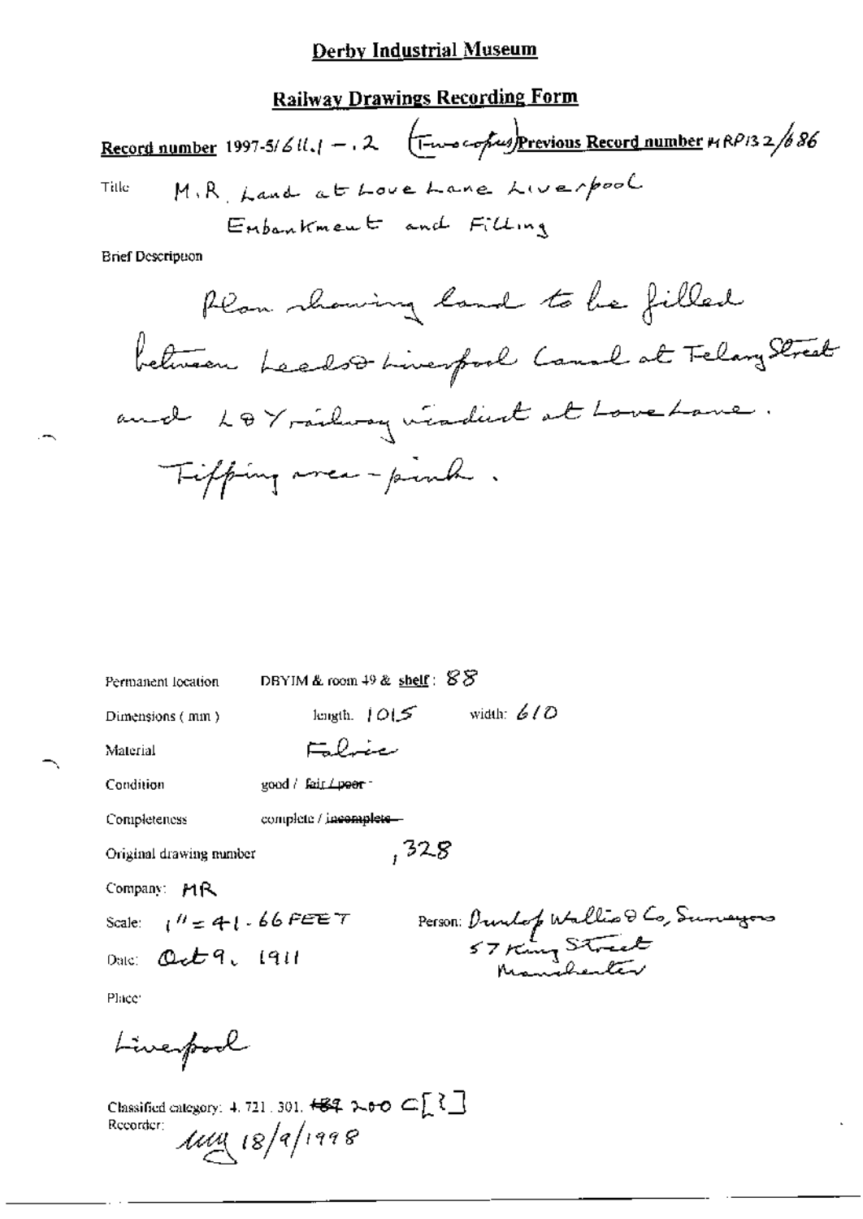# Derby Industrial Museum

## Railway Drawings Recording Form

**Record number** 1997-5/611.1 - .2 (Two copies) **Previous Record number** MRP132/686

Title M.R. Land at Love Lane Liverpool
Embankment and Filling

Brief Description

Plan showing land to be filled between Leeds & Liverpool Canal at Fulton Street and L & Y railway viaduct at Love Lane.
Tipping area - pink.

Permanent location DBYIM & room 49 & **shelf**: 88

Dimensions (mm) length: 1015 width: 610

Material Fabric

Condition good / ~~fair / poor~~

Completeness complete / ~~incomplete~~

Original drawing number ,328

Company: MR

Scale: 1" = 41.66 FEET

Person: Dunlop Wallis & Co, Surveyors 57 King Street Manchester

Date: Oct 9, 1911

Place:

Liverpool

Classified category: 4.721.301. ~~187~~ 200 C[?]

Recorder: MM 18/9/1998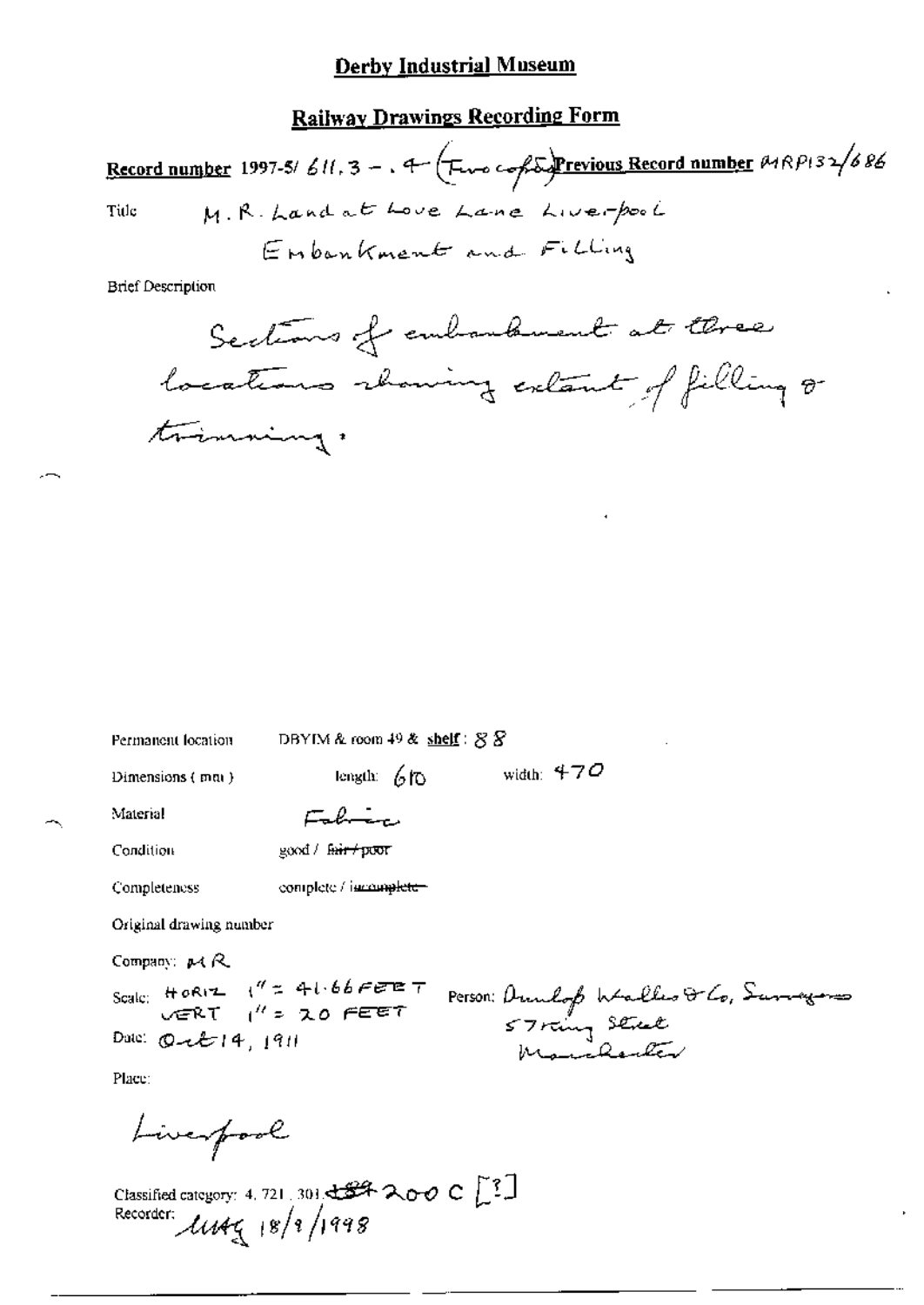# Derby Industrial Museum

## Railway Drawings Recording Form

**Record number** 1997-5/ 611.3 - .4 (Two copies) **Previous Record number** MRP132/686

Title M.R. Land at Love Lane Liverpool
Embankment and Filling

Brief Description

Sections of embankment at three locations showing extent of filling & trimming.

Permanent location DBYIM & room 49 & **shelf** : 88

Dimensions (mm) length: 610 width: 470

Material Fabric

Condition good / ~~fair / poor~~

Completeness complete / ~~incomplete~~

Original drawing number

Company: MR

Scale: HORIZ 1" = 41.66 FEET
VERT 1" = 20 FEET

Person: Dunlop Wallis & Co, Surveyors
57 King Street
Manchester

Date: Oct 14, 1911

Place:

Liverpool

Classified category: 4, 721, 301, ~~184~~ 200 C [?]
Recorder: MAG 18/9/1998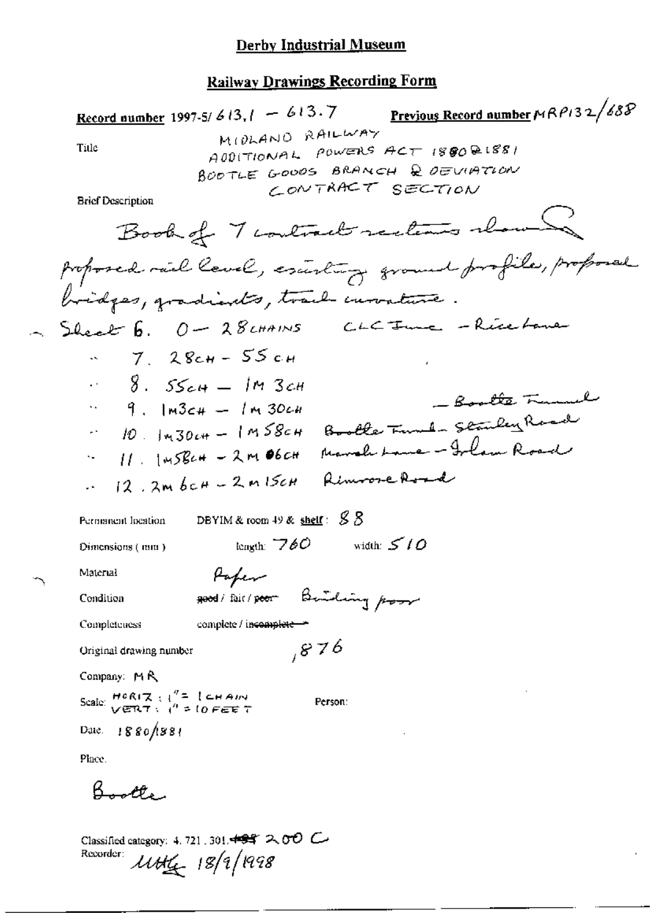# Derby Industrial Museum

## Railway Drawings Recording Form

**Record number** 1997-5/613.1 – 613.7 **Previous Record number** MRP132/688

Title
MIDLAND RAILWAY
ADDITIONAL POWERS ACT 1880 & 1881
BOOTLE GOODS BRANCH & DEVIATION
CONTRACT SECTION

Brief Description

Book of 7 contract sections showing proposed rail level, existing ground profile, proposed bridges, gradients, track curvature.

- Sheet 6. 0 – 28 CHAINS CLC Junc – Rice Lane
- " 7. 28CH – 55CH
- " 8. 55CH – 1M 3CH
- " 9. 1M3CH – 1M 30CH – Bootle Tunnel
- " 10. 1M30CH – 1M 58CH Bootle Tunnel – Stanley Road
- " 11. 1M58CH – 2M 06CH Marsh Lane – Irlam Road
- " 12. 2M 6CH – 2M 15CH Rimrose Road

Permanent location DBYIM & room 49 & shelf: 88

Dimensions (mm) length: 760 width: 510

Material Paper

Condition ~~good~~ / fair / ~~poor~~ Binding poor

Completeness complete / ~~incomplete~~

Original drawing number ,876

Company: MR

Scale: HORIZ: 1" = 1 CHAIN
VERT: 1" = 10 FEET

Person:

Date: 1880/1881

Place.

Bootle

Classified category: 4. 721. 301. ~~495~~ 200 C

Recorder: UHG 18/9/1998